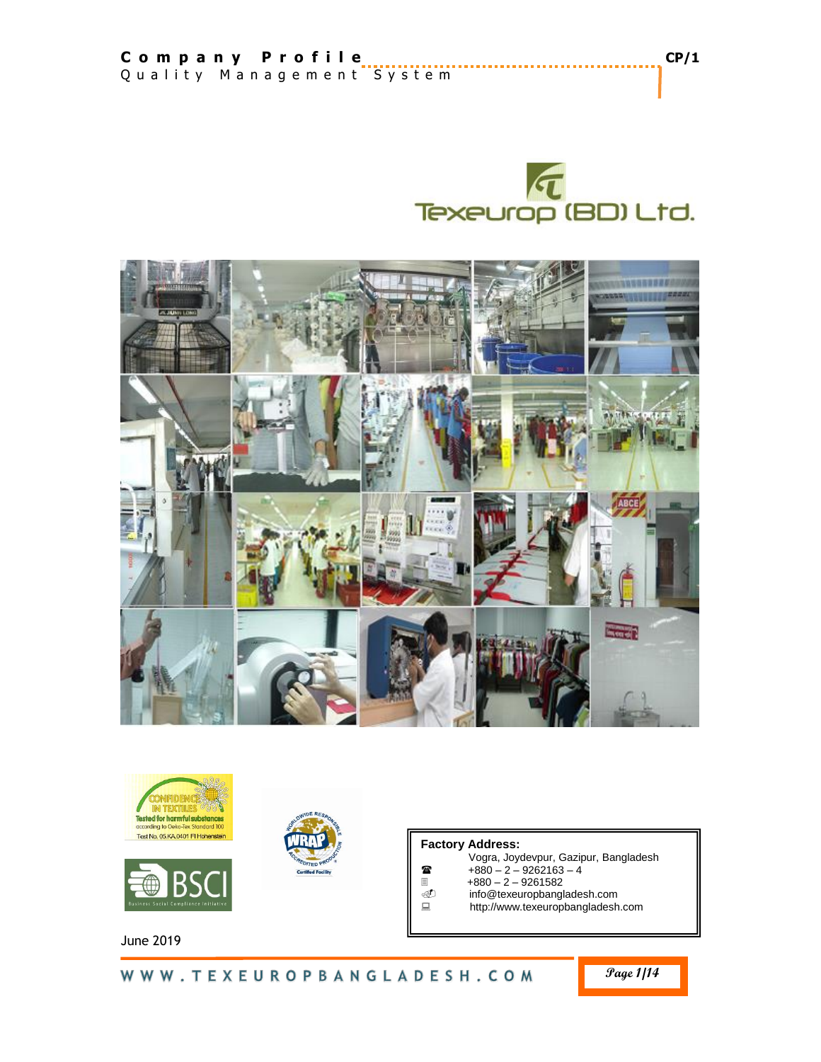# Company Profile

Quality Management System

CP/1

Texeurop (BD) Ltd.

**Factory Address:**

Vogra, Joydevpur, Gazipur, Bangladesh

+880 – 2 – 9262163 – 4

+880 – 2 – 9261582

info@texeuropbangladesh.com

http://www.texeuropbangladesh.com

June 2019

WWW.TEXEUROPBANGLADESH.COM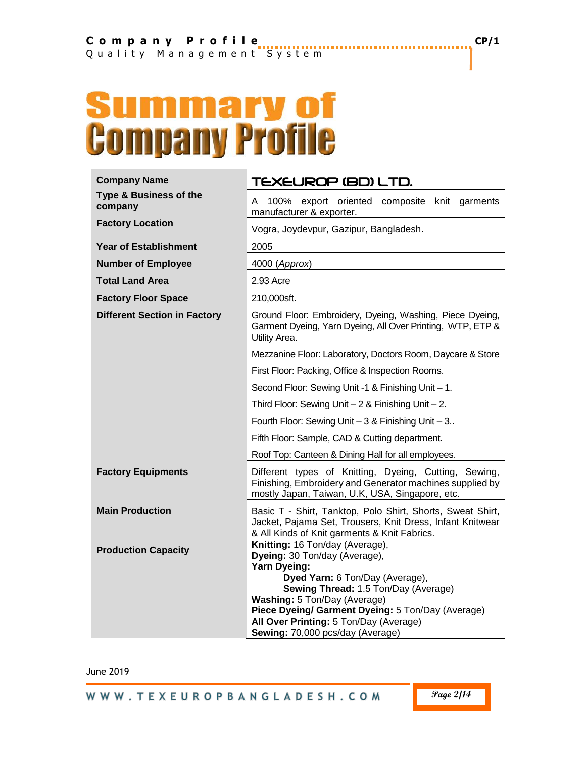# Summary of Company Profile

| | |
|---|---|
| **Company Name** | **TEXEUROP (BD) LTD.** |
| **Type & Business of the company** | A 100% export oriented composite knit garments manufacturer & exporter. |
| **Factory Location** | Vogra, Joydevpur, Gazipur, Bangladesh. |
| **Year of Establishment** | 2005 |
| **Number of Employee** | 4000 (*Approx*) |
| **Total Land Area** | 2.93 Acre |
| **Factory Floor Space** | 210,000sft. |
| **Different Section in Factory** | Ground Floor: Embroidery, Dyeing, Washing, Piece Dyeing, Garment Dyeing, Yarn Dyeing, All Over Printing, WTP, ETP & Utility Area.<br>Mezzanine Floor: Laboratory, Doctors Room, Daycare & Store<br>First Floor: Packing, Office & Inspection Rooms.<br>Second Floor: Sewing Unit -1 & Finishing Unit – 1.<br>Third Floor: Sewing Unit – 2 & Finishing Unit – 2.<br>Fourth Floor: Sewing Unit – 3 & Finishing Unit – 3..<br>Fifth Floor: Sample, CAD & Cutting department.<br>Roof Top: Canteen & Dining Hall for all employees. |
| **Factory Equipments** | Different types of Knitting, Dyeing, Cutting, Sewing, Finishing, Embroidery and Generator machines supplied by mostly Japan, Taiwan, U.K, USA, Singapore, etc. |
| **Main Production** | Basic T - Shirt, Tanktop, Polo Shirt, Shorts, Sweat Shirt, Jacket, Pajama Set, Trousers, Knit Dress, Infant Knitwear & All Kinds of Knit garments & Knit Fabrics. |
| **Production Capacity** | **Knitting:** 16 Ton/day (Average),<br>**Dyeing:** 30 Ton/day (Average),<br>**Yarn Dyeing:**<br>**Dyed Yarn:** 6 Ton/Day (Average),<br>**Sewing Thread:** 1.5 Ton/Day (Average)<br>**Washing:** 5 Ton/Day (Average)<br>**Piece Dyeing/ Garment Dyeing:** 5 Ton/Day (Average)<br>**All Over Printing:** 5 Ton/Day (Average)<br>**Sewing:** 70,000 pcs/day (Average) |

June 2019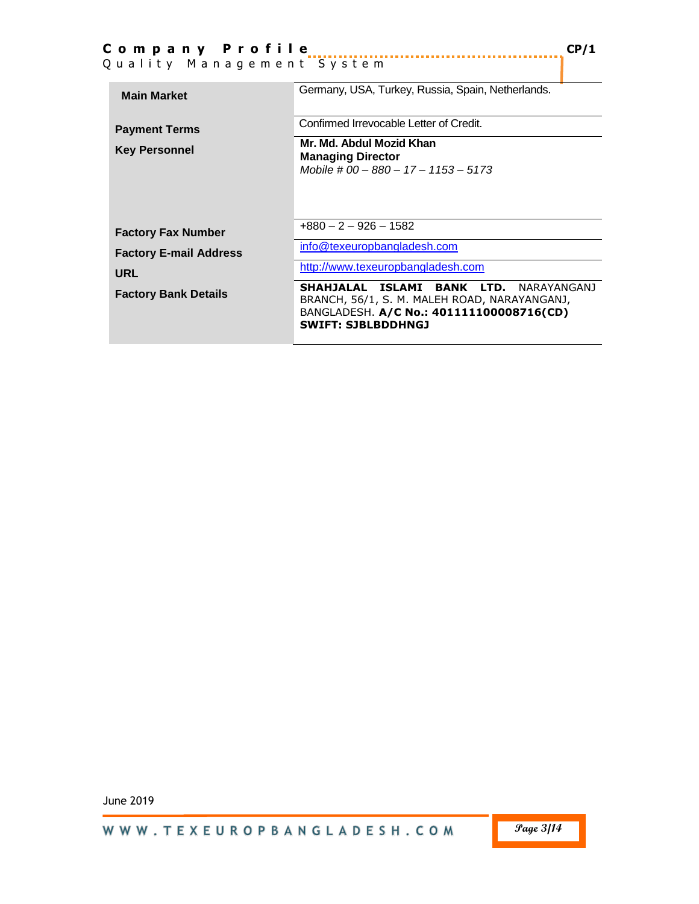| | |
|---|---|
| **Main Market** | Germany, USA, Turkey, Russia, Spain, Netherlands. |
| **Payment Terms** | Confirmed Irrevocable Letter of Credit. |
| **Key Personnel** | **Mr. Md. Abdul Mozid Khan**<br>**Managing Director**<br>*Mobile # 00 – 880 – 17 – 1153 – 5173* |
| **Factory Fax Number** | +880 – 2 – 926 – 1582 |
| **Factory E-mail Address** | info@texeuropbangladesh.com |
| **URL** | http://www.texeuropbangladesh.com |
| **Factory Bank Details** | **SHAHJALAL ISLAMI BANK LTD.** NARAYANGANJ BRANCH, 56/1, S. M. MALEH ROAD, NARAYANGANJ, BANGLADESH. **A/C No.: 401111100008716(CD)** **SWIFT: SJBLBDDHNGJ** |

June 2019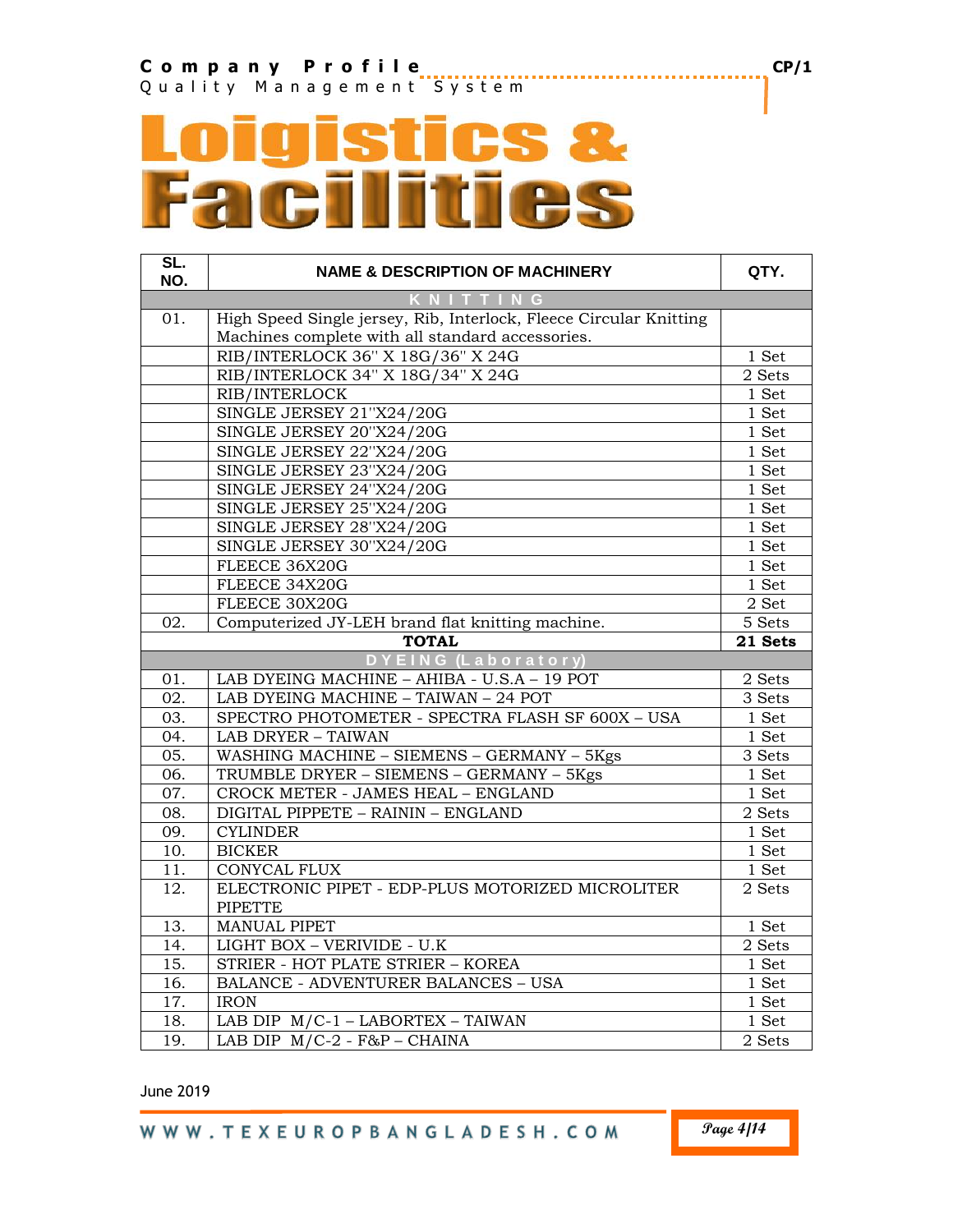# Loigistics & Facilities

| SL. NO. | NAME & DESCRIPTION OF MACHINERY | QTY. |
|---|---|---|
| | **K N I T T I N G** | |
| 01. | High Speed Single jersey, Rib, Interlock, Fleece Circular Knitting Machines complete with all standard accessories. | |
| | RIB/INTERLOCK 36" X 18G/36" X 24G | 1 Set |
| | RIB/INTERLOCK 34" X 18G/34" X 24G | 2 Sets |
| | RIB/INTERLOCK | 1 Set |
| | SINGLE JERSEY 21"X24/20G | 1 Set |
| | SINGLE JERSEY 20"X24/20G | 1 Set |
| | SINGLE JERSEY 22"X24/20G | 1 Set |
| | SINGLE JERSEY 23"X24/20G | 1 Set |
| | SINGLE JERSEY 24"X24/20G | 1 Set |
| | SINGLE JERSEY 25"X24/20G | 1 Set |
| | SINGLE JERSEY 28"X24/20G | 1 Set |
| | SINGLE JERSEY 30"X24/20G | 1 Set |
| | FLEECE 36X20G | 1 Set |
| | FLEECE 34X20G | 1 Set |
| | FLEECE 30X20G | 2 Set |
| 02. | Computerized JY-LEH brand flat knitting machine. | 5 Sets |
| | **TOTAL** | **21 Sets** |
| | **D Y E I N G (L a b o r a t o r y)** | |
| 01. | LAB DYEING MACHINE – AHIBA - U.S.A – 19 POT | 2 Sets |
| 02. | LAB DYEING MACHINE – TAIWAN – 24 POT | 3 Sets |
| 03. | SPECTRO PHOTOMETER - SPECTRA FLASH SF 600X – USA | 1 Set |
| 04. | LAB DRYER – TAIWAN | 1 Set |
| 05. | WASHING MACHINE – SIEMENS – GERMANY – 5Kgs | 3 Sets |
| 06. | TRUMBLE DRYER – SIEMENS – GERMANY – 5Kgs | 1 Set |
| 07. | CROCK METER - JAMES HEAL – ENGLAND | 1 Set |
| 08. | DIGITAL PIPPETE – RAININ – ENGLAND | 2 Sets |
| 09. | CYLINDER | 1 Set |
| 10. | BICKER | 1 Set |
| 11. | CONYCAL FLUX | 1 Set |
| 12. | ELECTRONIC PIPET - EDP-PLUS MOTORIZED MICROLITER PIPETTE | 2 Sets |
| 13. | MANUAL PIPET | 1 Set |
| 14. | LIGHT BOX – VERIVIDE - U.K | 2 Sets |
| 15. | STRIER - HOT PLATE STRIER – KOREA | 1 Set |
| 16. | BALANCE - ADVENTURER BALANCES – USA | 1 Set |
| 17. | IRON | 1 Set |
| 18. | LAB DIP M/C-1 – LABORTEX – TAIWAN | 1 Set |
| 19. | LAB DIP M/C-2 - F&P – CHAINA | 2 Sets |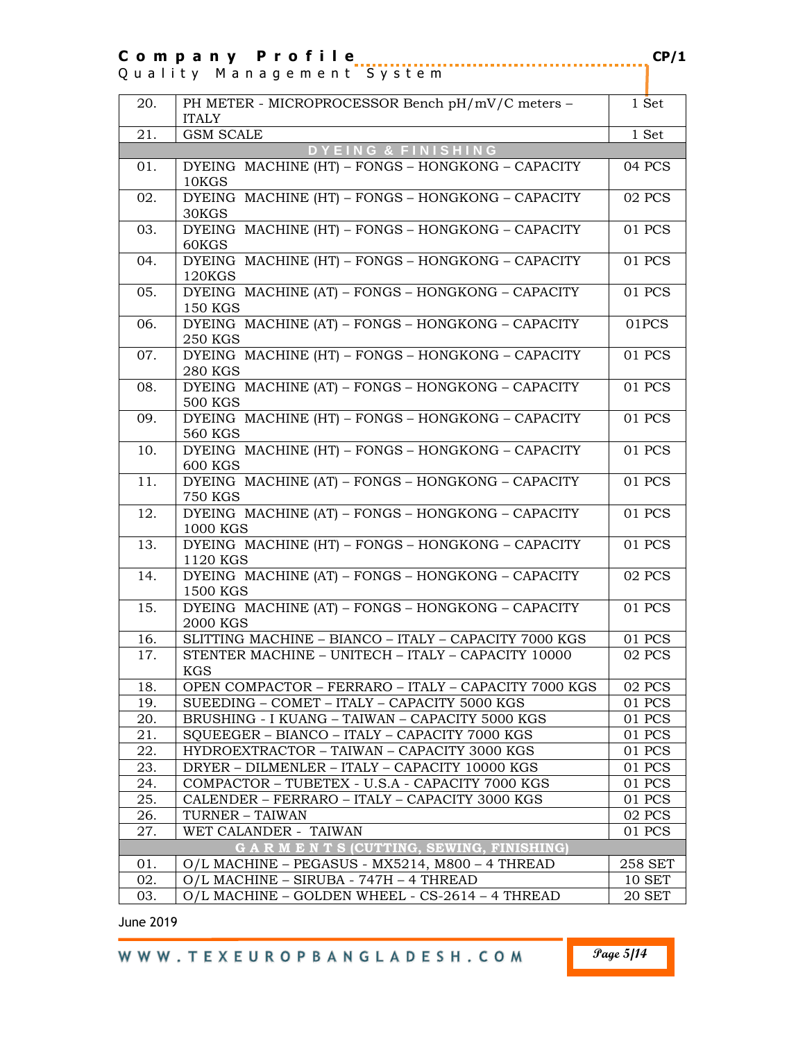| | | |
|---|---|---|
| 20. | PH METER - MICROPROCESSOR Bench pH/mV/C meters – ITALY | 1 Set |
| 21. | GSM SCALE | 1 Set |
| **DYEING & FINISHING** | | |
| 01. | DYEING MACHINE (HT) – FONGS – HONGKONG – CAPACITY 10KGS | 04 PCS |
| 02. | DYEING MACHINE (HT) – FONGS – HONGKONG – CAPACITY 30KGS | 02 PCS |
| 03. | DYEING MACHINE (HT) – FONGS – HONGKONG – CAPACITY 60KGS | 01 PCS |
| 04. | DYEING MACHINE (HT) – FONGS – HONGKONG – CAPACITY 120KGS | 01 PCS |
| 05. | DYEING MACHINE (AT) – FONGS – HONGKONG – CAPACITY 150 KGS | 01 PCS |
| 06. | DYEING MACHINE (AT) – FONGS – HONGKONG – CAPACITY 250 KGS | 01PCS |
| 07. | DYEING MACHINE (HT) – FONGS – HONGKONG – CAPACITY 280 KGS | 01 PCS |
| 08. | DYEING MACHINE (AT) – FONGS – HONGKONG – CAPACITY 500 KGS | 01 PCS |
| 09. | DYEING MACHINE (HT) – FONGS – HONGKONG – CAPACITY 560 KGS | 01 PCS |
| 10. | DYEING MACHINE (HT) – FONGS – HONGKONG – CAPACITY 600 KGS | 01 PCS |
| 11. | DYEING MACHINE (AT) – FONGS – HONGKONG – CAPACITY 750 KGS | 01 PCS |
| 12. | DYEING MACHINE (AT) – FONGS – HONGKONG – CAPACITY 1000 KGS | 01 PCS |
| 13. | DYEING MACHINE (HT) – FONGS – HONGKONG – CAPACITY 1120 KGS | 01 PCS |
| 14. | DYEING MACHINE (AT) – FONGS – HONGKONG – CAPACITY 1500 KGS | 02 PCS |
| 15. | DYEING MACHINE (AT) – FONGS – HONGKONG – CAPACITY 2000 KGS | 01 PCS |
| 16. | SLITTING MACHINE – BIANCO – ITALY – CAPACITY 7000 KGS | 01 PCS |
| 17. | STENTER MACHINE – UNITECH – ITALY – CAPACITY 10000 KGS | 02 PCS |
| 18. | OPEN COMPACTOR – FERRARO – ITALY – CAPACITY 7000 KGS | 02 PCS |
| 19. | SUEEDING – COMET – ITALY – CAPACITY 5000 KGS | 01 PCS |
| 20. | BRUSHING - I KUANG – TAIWAN – CAPACITY 5000 KGS | 01 PCS |
| 21. | SQUEEGER – BIANCO – ITALY – CAPACITY 7000 KGS | 01 PCS |
| 22. | HYDROEXTRACTOR – TAIWAN – CAPACITY 3000 KGS | 01 PCS |
| 23. | DRYER – DILMENLER – ITALY – CAPACITY 10000 KGS | 01 PCS |
| 24. | COMPACTOR – TUBETEX - U.S.A - CAPACITY 7000 KGS | 01 PCS |
| 25. | CALENDER – FERRARO – ITALY – CAPACITY 3000 KGS | 01 PCS |
| 26. | TURNER – TAIWAN | 02 PCS |
| 27. | WET CALANDER - TAIWAN | 01 PCS |
| **GARMENTS (CUTTING, SEWING, FINISHING)** | | |
| 01. | O/L MACHINE – PEGASUS - MX5214, M800 – 4 THREAD | 258 SET |
| 02. | O/L MACHINE – SIRUBA - 747H – 4 THREAD | 10 SET |
| 03. | O/L MACHINE – GOLDEN WHEEL - CS-2614 – 4 THREAD | 20 SET |

June 2019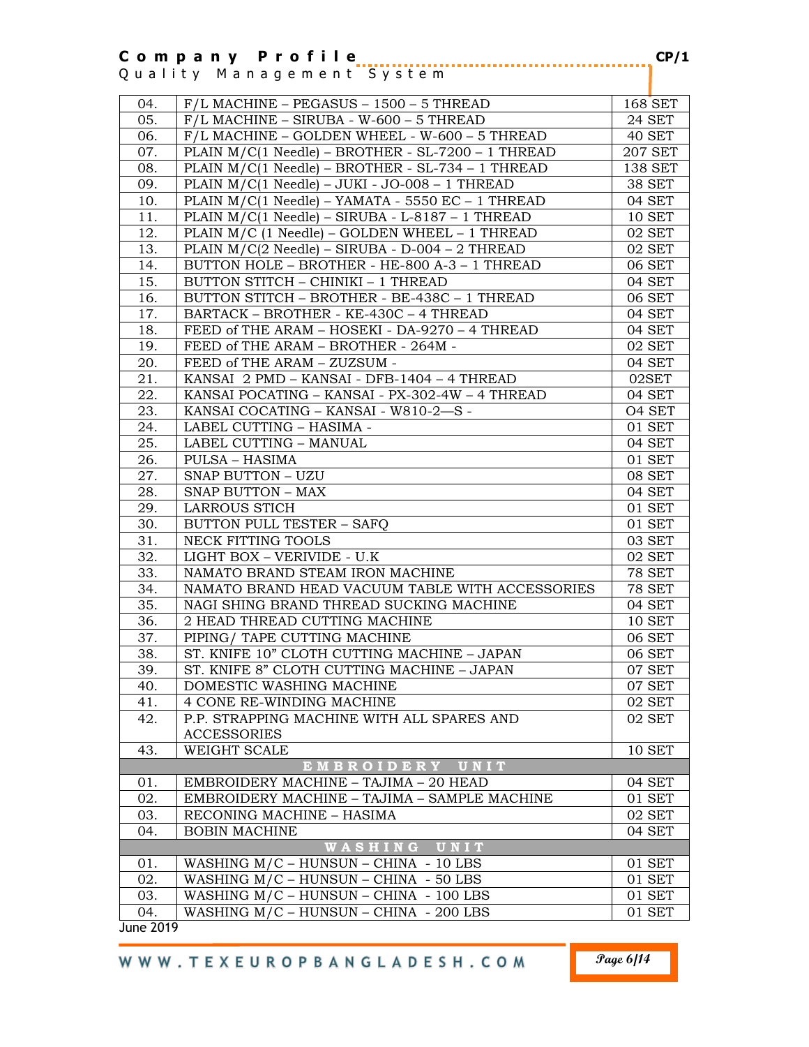| | | |
|---|---|---|
| 04. | F/L MACHINE – PEGASUS – 1500 – 5 THREAD | 168 SET |
| 05. | F/L MACHINE – SIRUBA - W-600 – 5 THREAD | 24 SET |
| 06. | F/L MACHINE – GOLDEN WHEEL - W-600 – 5 THREAD | 40 SET |
| 07. | PLAIN M/C(1 Needle) – BROTHER - SL-7200 – 1 THREAD | 207 SET |
| 08. | PLAIN M/C(1 Needle) – BROTHER - SL-734 – 1 THREAD | 138 SET |
| 09. | PLAIN M/C(1 Needle) – JUKI - JO-008 – 1 THREAD | 38 SET |
| 10. | PLAIN M/C(1 Needle) – YAMATA - 5550 EC – 1 THREAD | 04 SET |
| 11. | PLAIN M/C(1 Needle) – SIRUBA - L-8187 – 1 THREAD | 10 SET |
| 12. | PLAIN M/C (1 Needle) – GOLDEN WHEEL – 1 THREAD | 02 SET |
| 13. | PLAIN M/C(2 Needle) – SIRUBA - D-004 – 2 THREAD | 02 SET |
| 14. | BUTTON HOLE – BROTHER - HE-800 A-3 – 1 THREAD | 06 SET |
| 15. | BUTTON STITCH – CHINIKI – 1 THREAD | 04 SET |
| 16. | BUTTON STITCH – BROTHER - BE-438C – 1 THREAD | 06 SET |
| 17. | BARTACK – BROTHER - KE-430C – 4 THREAD | 04 SET |
| 18. | FEED of THE ARAM – HOSEKI - DA-9270 – 4 THREAD | 04 SET |
| 19. | FEED of THE ARAM – BROTHER - 264M - | 02 SET |
| 20. | FEED of THE ARAM – ZUZSUM - | 04 SET |
| 21. | KANSAI 2 PMD – KANSAI - DFB-1404 – 4 THREAD | 02SET |
| 22. | KANSAI POCATING – KANSAI - PX-302-4W – 4 THREAD | 04 SET |
| 23. | KANSAI COCATING – KANSAI - W810-2—S - | O4 SET |
| 24. | LABEL CUTTING – HASIMA - | 01 SET |
| 25. | LABEL CUTTING – MANUAL | 04 SET |
| 26. | PULSA – HASIMA | 01 SET |
| 27. | SNAP BUTTON – UZU | 08 SET |
| 28. | SNAP BUTTON – MAX | 04 SET |
| 29. | LARROUS STICH | 01 SET |
| 30. | BUTTON PULL TESTER – SAFQ | 01 SET |
| 31. | NECK FITTING TOOLS | 03 SET |
| 32. | LIGHT BOX – VERIVIDE - U.K | 02 SET |
| 33. | NAMATO BRAND STEAM IRON MACHINE | 78 SET |
| 34. | NAMATO BRAND HEAD VACUUM TABLE WITH ACCESSORIES | 78 SET |
| 35. | NAGI SHING BRAND THREAD SUCKING MACHINE | 04 SET |
| 36. | 2 HEAD THREAD CUTTING MACHINE | 10 SET |
| 37. | PIPING/ TAPE CUTTING MACHINE | 06 SET |
| 38. | ST. KNIFE 10" CLOTH CUTTING MACHINE – JAPAN | 06 SET |
| 39. | ST. KNIFE 8" CLOTH CUTTING MACHINE – JAPAN | 07 SET |
| 40. | DOMESTIC WASHING MACHINE | 07 SET |
| 41. | 4 CONE RE-WINDING MACHINE | 02 SET |
| 42. | P.P. STRAPPING MACHINE WITH ALL SPARES AND ACCESSORIES | 02 SET |
| 43. | WEIGHT SCALE | 10 SET |
| | **EMBROIDERY UNIT** | |
| 01. | EMBROIDERY MACHINE – TAJIMA – 20 HEAD | 04 SET |
| 02. | EMBROIDERY MACHINE – TAJIMA – SAMPLE MACHINE | 01 SET |
| 03. | RECONING MACHINE – HASIMA | 02 SET |
| 04. | BOBIN MACHINE | 04 SET |
| | **WASHING UNIT** | |
| 01. | WASHING M/C – HUNSUN – CHINA - 10 LBS | 01 SET |
| 02. | WASHING M/C – HUNSUN – CHINA - 50 LBS | 01 SET |
| 03. | WASHING M/C – HUNSUN – CHINA - 100 LBS | 01 SET |
| 04. | WASHING M/C – HUNSUN – CHINA - 200 LBS | 01 SET |

June 2019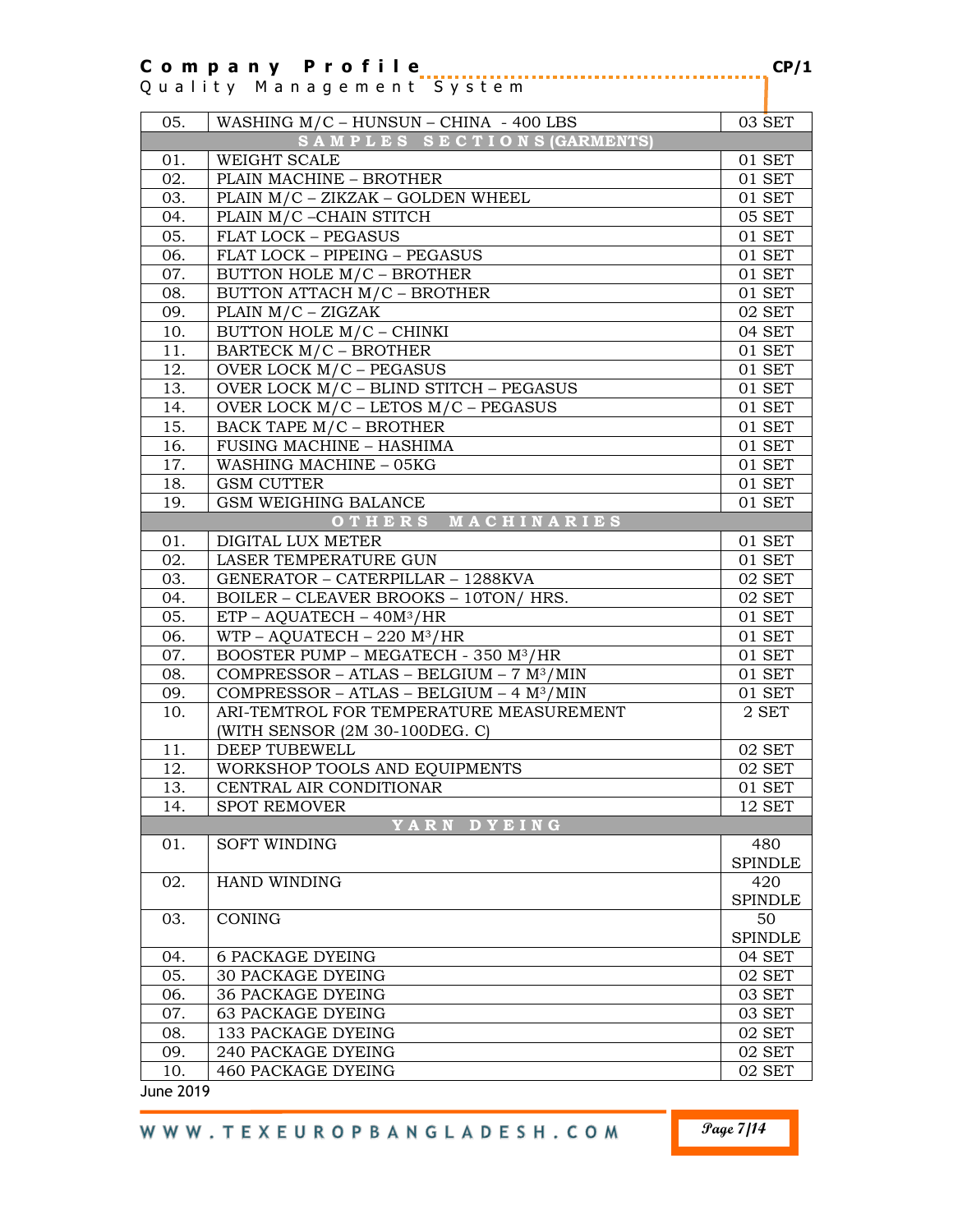| | | |
|---|---|---|
| 05. | WASHING M/C – HUNSUN – CHINA - 400 LBS | 03 SET |
| | **SAMPLES SECTIONS (GARMENTS)** | |
| 01. | WEIGHT SCALE | 01 SET |
| 02. | PLAIN MACHINE – BROTHER | 01 SET |
| 03. | PLAIN M/C – ZIKZAK – GOLDEN WHEEL | 01 SET |
| 04. | PLAIN M/C –CHAIN STITCH | 05 SET |
| 05. | FLAT LOCK – PEGASUS | 01 SET |
| 06. | FLAT LOCK – PIPEING – PEGASUS | 01 SET |
| 07. | BUTTON HOLE M/C – BROTHER | 01 SET |
| 08. | BUTTON ATTACH M/C – BROTHER | 01 SET |
| 09. | PLAIN M/C – ZIGZAK | 02 SET |
| 10. | BUTTON HOLE M/C – CHINKI | 04 SET |
| 11. | BARTECK M/C – BROTHER | 01 SET |
| 12. | OVER LOCK M/C – PEGASUS | 01 SET |
| 13. | OVER LOCK M/C – BLIND STITCH – PEGASUS | 01 SET |
| 14. | OVER LOCK M/C – LETOS M/C – PEGASUS | 01 SET |
| 15. | BACK TAPE M/C – BROTHER | 01 SET |
| 16. | FUSING MACHINE – HASHIMA | 01 SET |
| 17. | WASHING MACHINE – 05KG | 01 SET |
| 18. | GSM CUTTER | 01 SET |
| 19. | GSM WEIGHING BALANCE | 01 SET |
| | **OTHERS MACHINARIES** | |
| 01. | DIGITAL LUX METER | 01 SET |
| 02. | LASER TEMPERATURE GUN | 01 SET |
| 03. | GENERATOR – CATERPILLAR – 1288KVA | 02 SET |
| 04. | BOILER – CLEAVER BROOKS – 10TON/ HRS. | 02 SET |
| 05. | ETP – AQUATECH – 40M$^3$/HR | 01 SET |
| 06. | WTP – AQUATECH – 220 M$^3$/HR | 01 SET |
| 07. | BOOSTER PUMP – MEGATECH - 350 M$^3$/HR | 01 SET |
| 08. | COMPRESSOR – ATLAS – BELGIUM – 7 M$^3$/MIN | 01 SET |
| 09. | COMPRESSOR – ATLAS – BELGIUM – 4 M$^3$/MIN | 01 SET |
| 10. | ARI-TEMTROL FOR TEMPERATURE MEASUREMENT (WITH SENSOR (2M 30-100DEG. C) | 2 SET |
| 11. | DEEP TUBEWELL | 02 SET |
| 12. | WORKSHOP TOOLS AND EQUIPMENTS | 02 SET |
| 13. | CENTRAL AIR CONDITIONAR | 01 SET |
| 14. | SPOT REMOVER | 12 SET |
| | **YARN DYEING** | |
| 01. | SOFT WINDING | 480 SPINDLE |
| 02. | HAND WINDING | 420 SPINDLE |
| 03. | CONING | 50 SPINDLE |
| 04. | 6 PACKAGE DYEING | 04 SET |
| 05. | 30 PACKAGE DYEING | 02 SET |
| 06. | 36 PACKAGE DYEING | 03 SET |
| 07. | 63 PACKAGE DYEING | 03 SET |
| 08. | 133 PACKAGE DYEING | 02 SET |
| 09. | 240 PACKAGE DYEING | 02 SET |
| 10. | 460 PACKAGE DYEING | 02 SET |

June 2019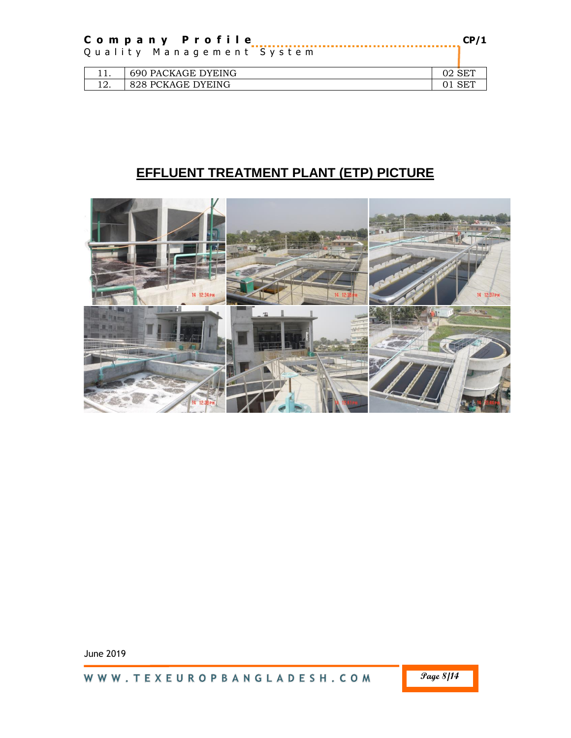| 11. | 690 PACKAGE DYEING | 02 SET |
|---|---|---|
| 12. | 828 PCKAGE DYEING | 01 SET |

## EFFLUENT TREATMENT PLANT (ETP) PICTURE

June 2019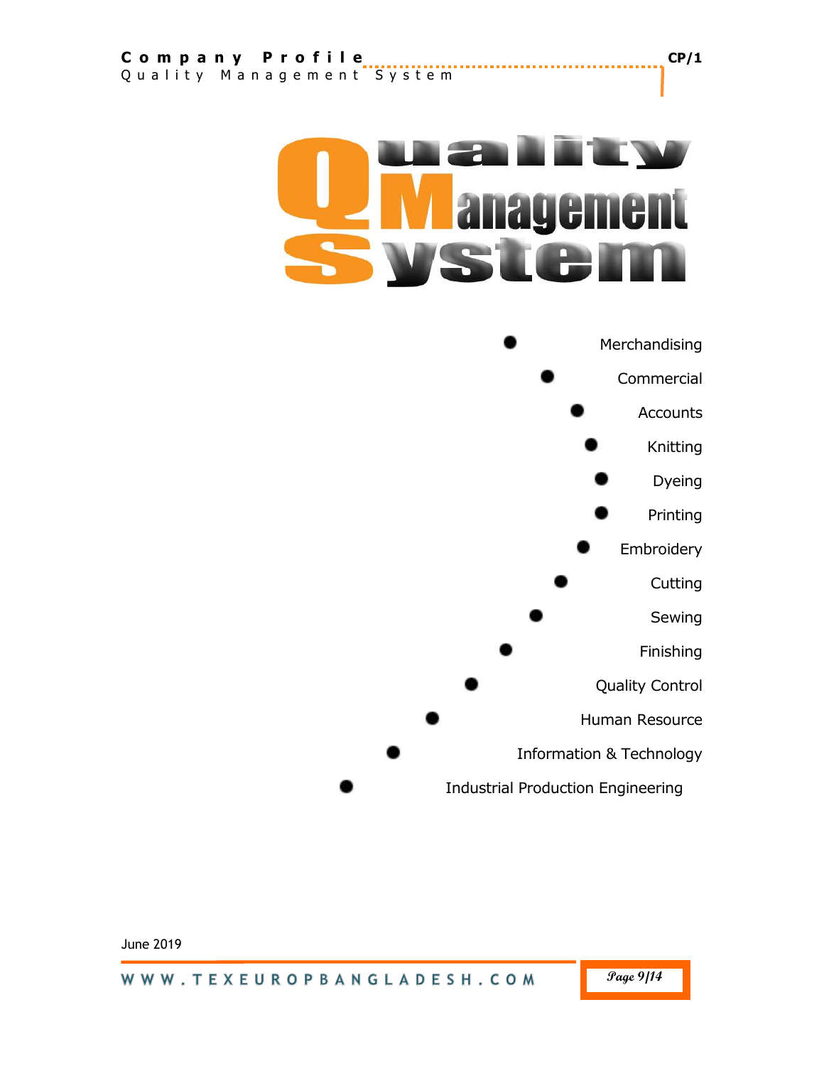# Quality Management System

- Merchandising
- Commercial
- Accounts
- Knitting
- Dyeing
- Printing
- Embroidery
- Cutting
- Sewing
- Finishing
- Quality Control
- Human Resource
- Information & Technology
- Industrial Production Engineering

June 2019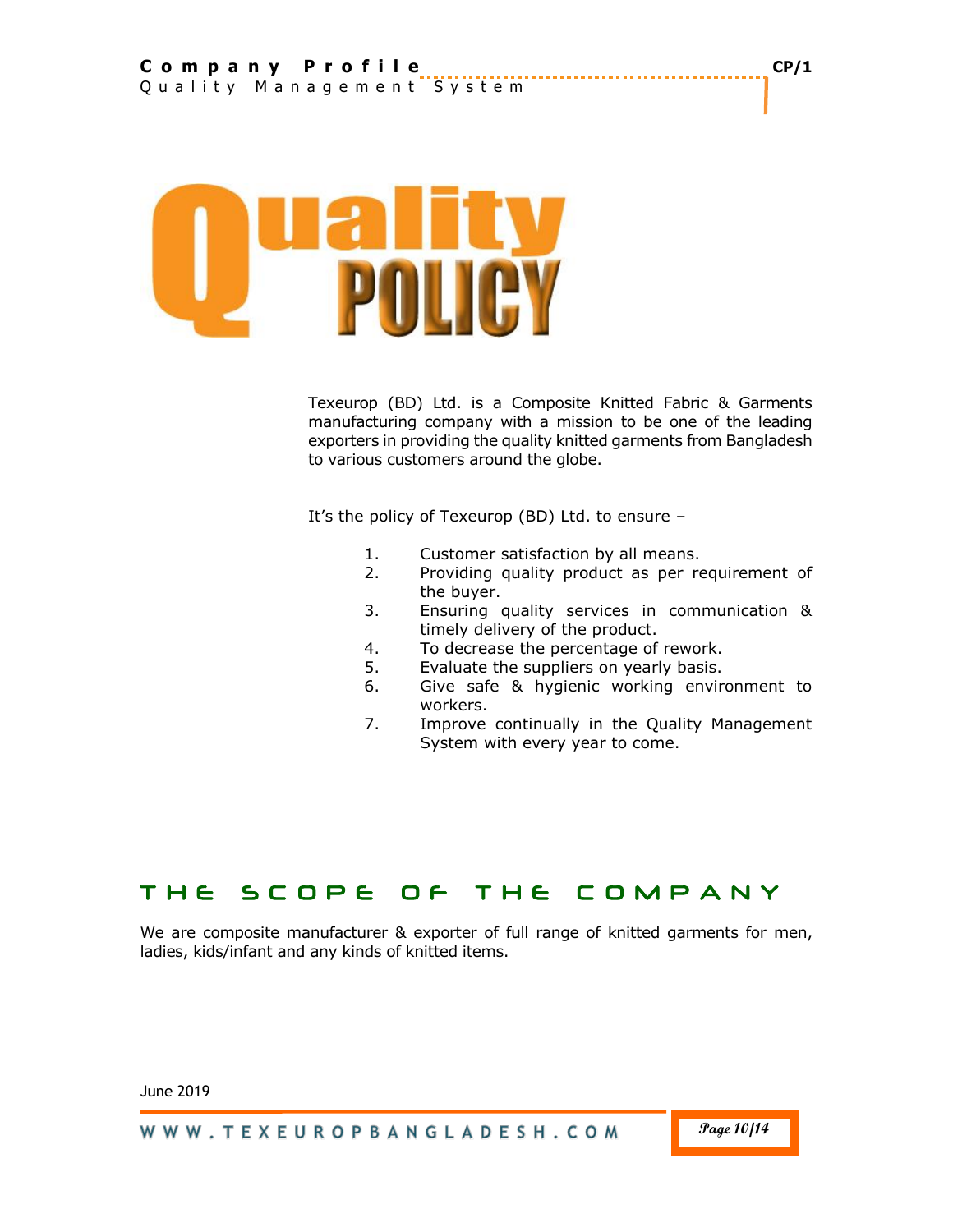# Quality POLICY

Texeurop (BD) Ltd. is a Composite Knitted Fabric & Garments manufacturing company with a mission to be one of the leading exporters in providing the quality knitted garments from Bangladesh to various customers around the globe.

It's the policy of Texeurop (BD) Ltd. to ensure –

1. Customer satisfaction by all means.
2. Providing quality product as per requirement of the buyer.
3. Ensuring quality services in communication & timely delivery of the product.
4. To decrease the percentage of rework.
5. Evaluate the suppliers on yearly basis.
6. Give safe & hygienic working environment to workers.
7. Improve continually in the Quality Management System with every year to come.

## THE SCOPE OF THE COMPANY

We are composite manufacturer & exporter of full range of knitted garments for men, ladies, kids/infant and any kinds of knitted items.

June 2019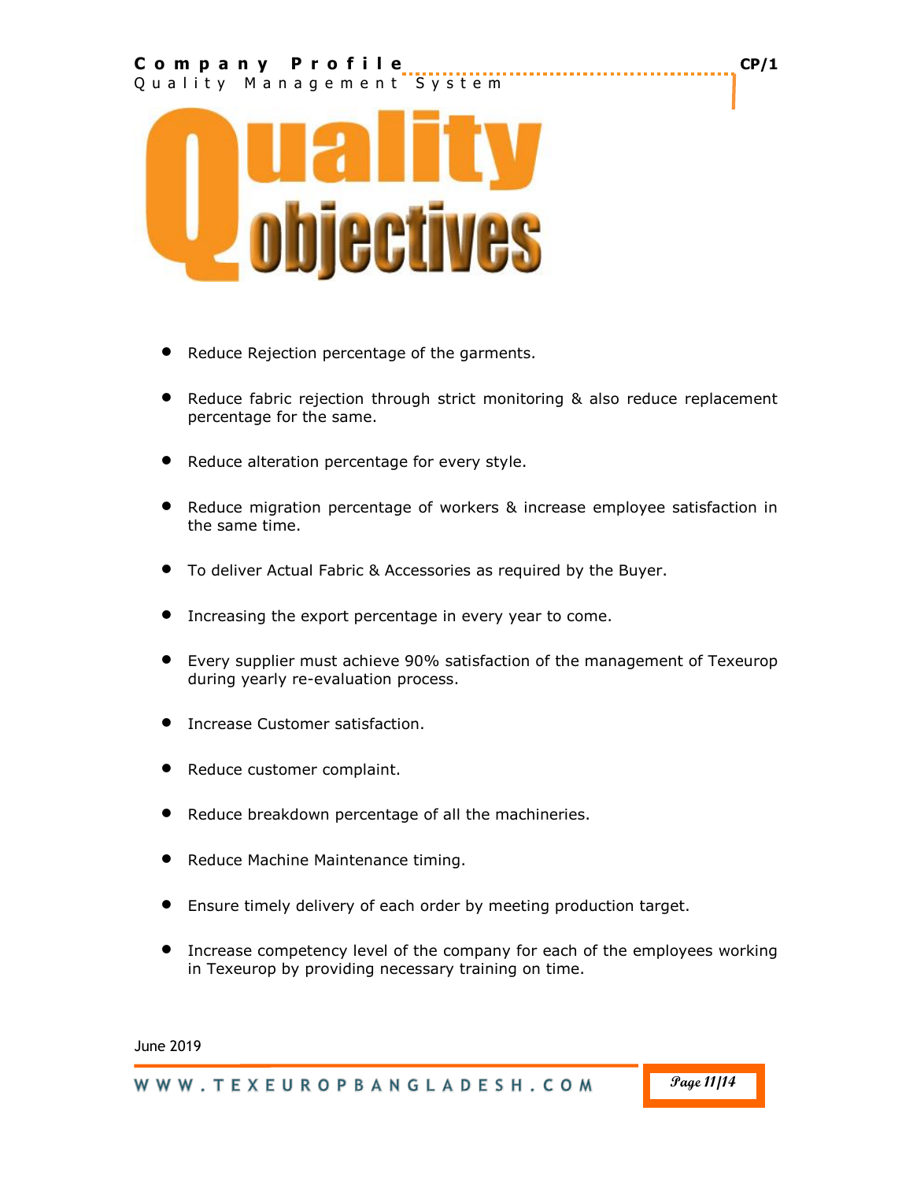# Quality Objectives

- Reduce Rejection percentage of the garments.
- Reduce fabric rejection through strict monitoring & also reduce replacement percentage for the same.
- Reduce alteration percentage for every style.
- Reduce migration percentage of workers & increase employee satisfaction in the same time.
- To deliver Actual Fabric & Accessories as required by the Buyer.
- Increasing the export percentage in every year to come.
- Every supplier must achieve 90% satisfaction of the management of Texeurop during yearly re-evaluation process.
- Increase Customer satisfaction.
- Reduce customer complaint.
- Reduce breakdown percentage of all the machineries.
- Reduce Machine Maintenance timing.
- Ensure timely delivery of each order by meeting production target.
- Increase competency level of the company for each of the employees working in Texeurop by providing necessary training on time.

June 2019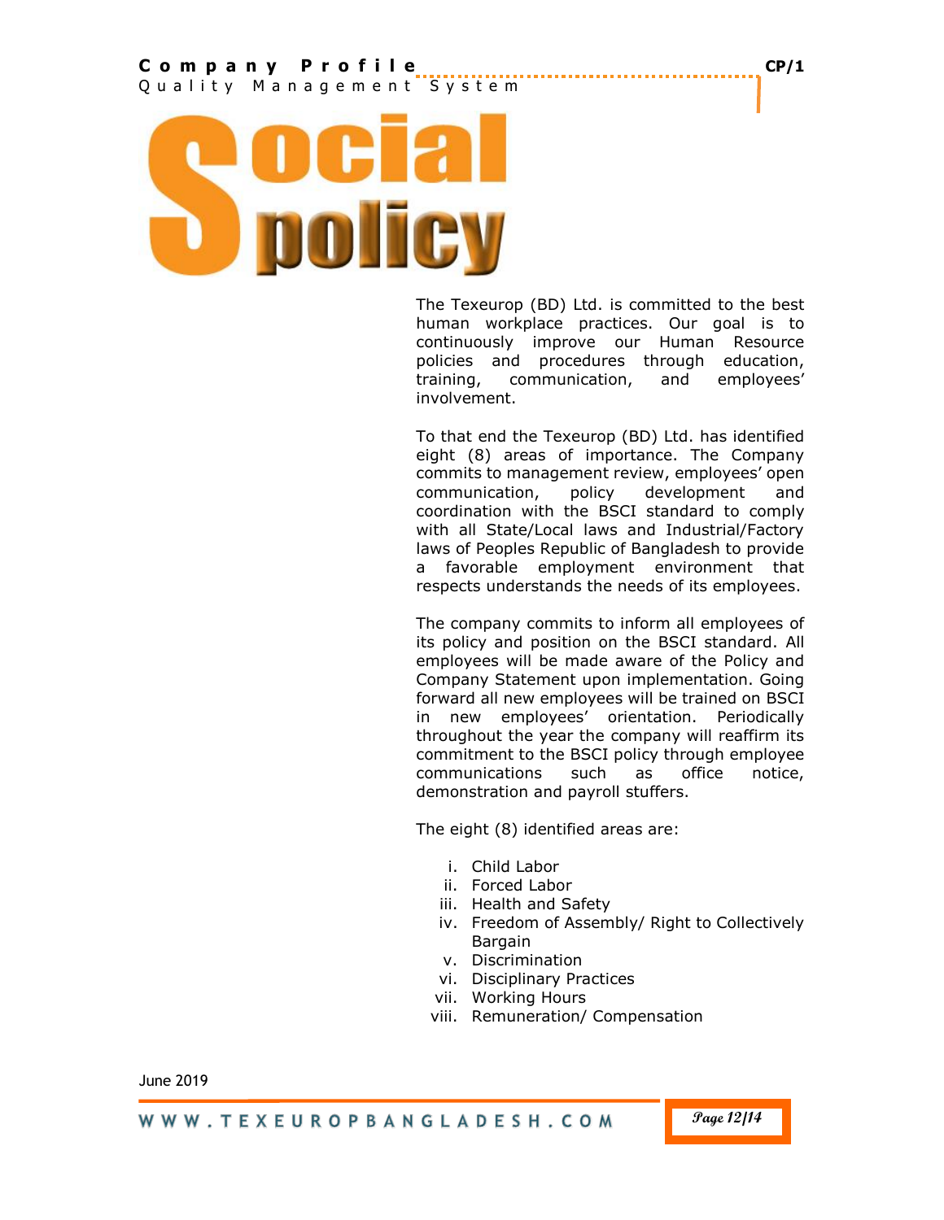# Social policy

The Texeurop (BD) Ltd. is committed to the best human workplace practices. Our goal is to continuously improve our Human Resource policies and procedures through education, training, communication, and employees' involvement.

To that end the Texeurop (BD) Ltd. has identified eight (8) areas of importance. The Company commits to management review, employees' open communication, policy development and coordination with the BSCI standard to comply with all State/Local laws and Industrial/Factory laws of Peoples Republic of Bangladesh to provide a favorable employment environment that respects understands the needs of its employees.

The company commits to inform all employees of its policy and position on the BSCI standard. All employees will be made aware of the Policy and Company Statement upon implementation. Going forward all new employees will be trained on BSCI in new employees' orientation. Periodically throughout the year the company will reaffirm its commitment to the BSCI policy through employee communications such as office notice, demonstration and payroll stuffers.

The eight (8) identified areas are:

i. Child Labor
ii. Forced Labor
iii. Health and Safety
iv. Freedom of Assembly/ Right to Collectively Bargain
v. Discrimination
vi. Disciplinary Practices
vii. Working Hours
viii. Remuneration/ Compensation

June 2019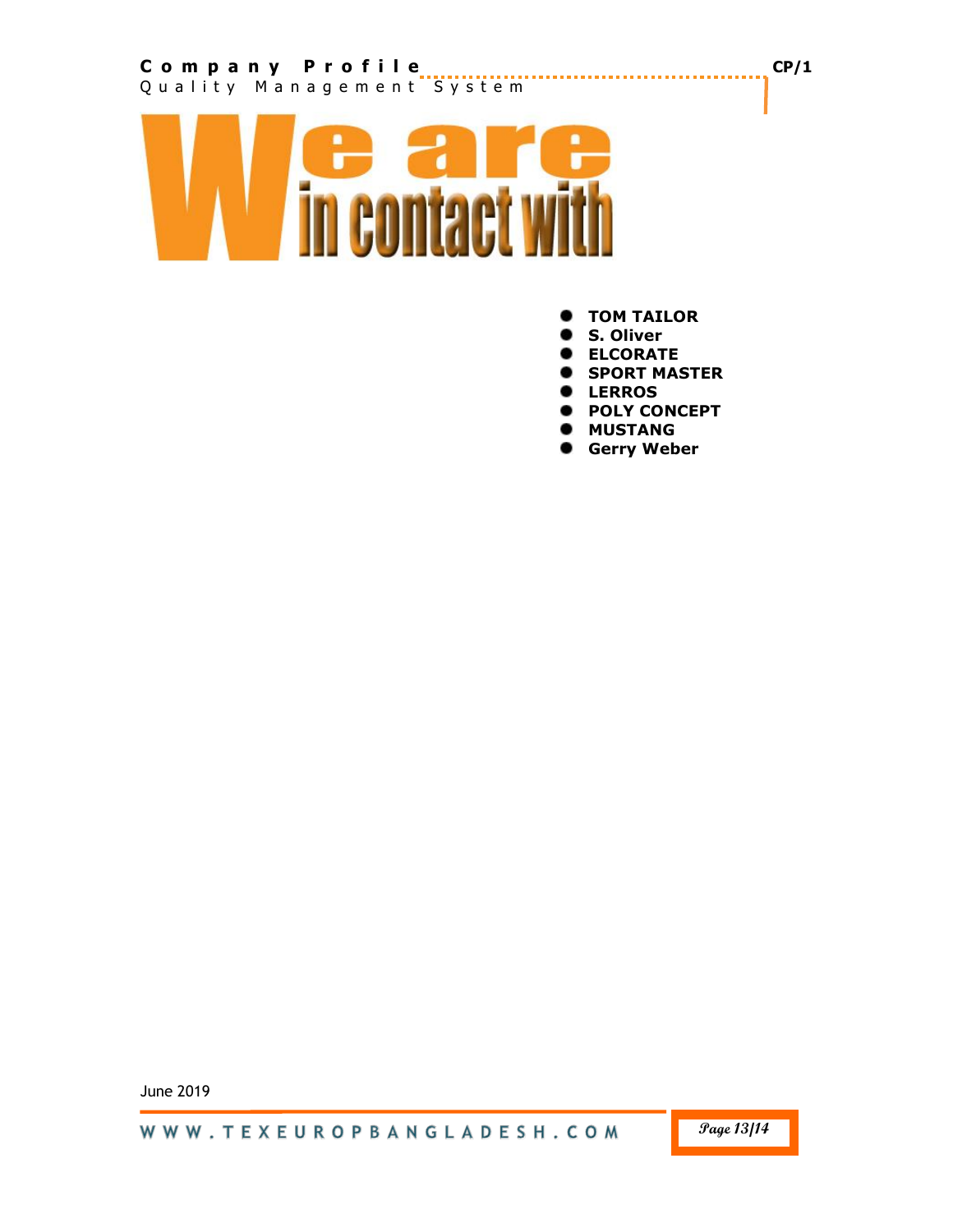# We are in contact with

- **TOM TAILOR**
- **S. Oliver**
- **ELCORATE**
- **SPORT MASTER**
- **LERROS**
- **POLY CONCEPT**
- **MUSTANG**
- **Gerry Weber**

June 2019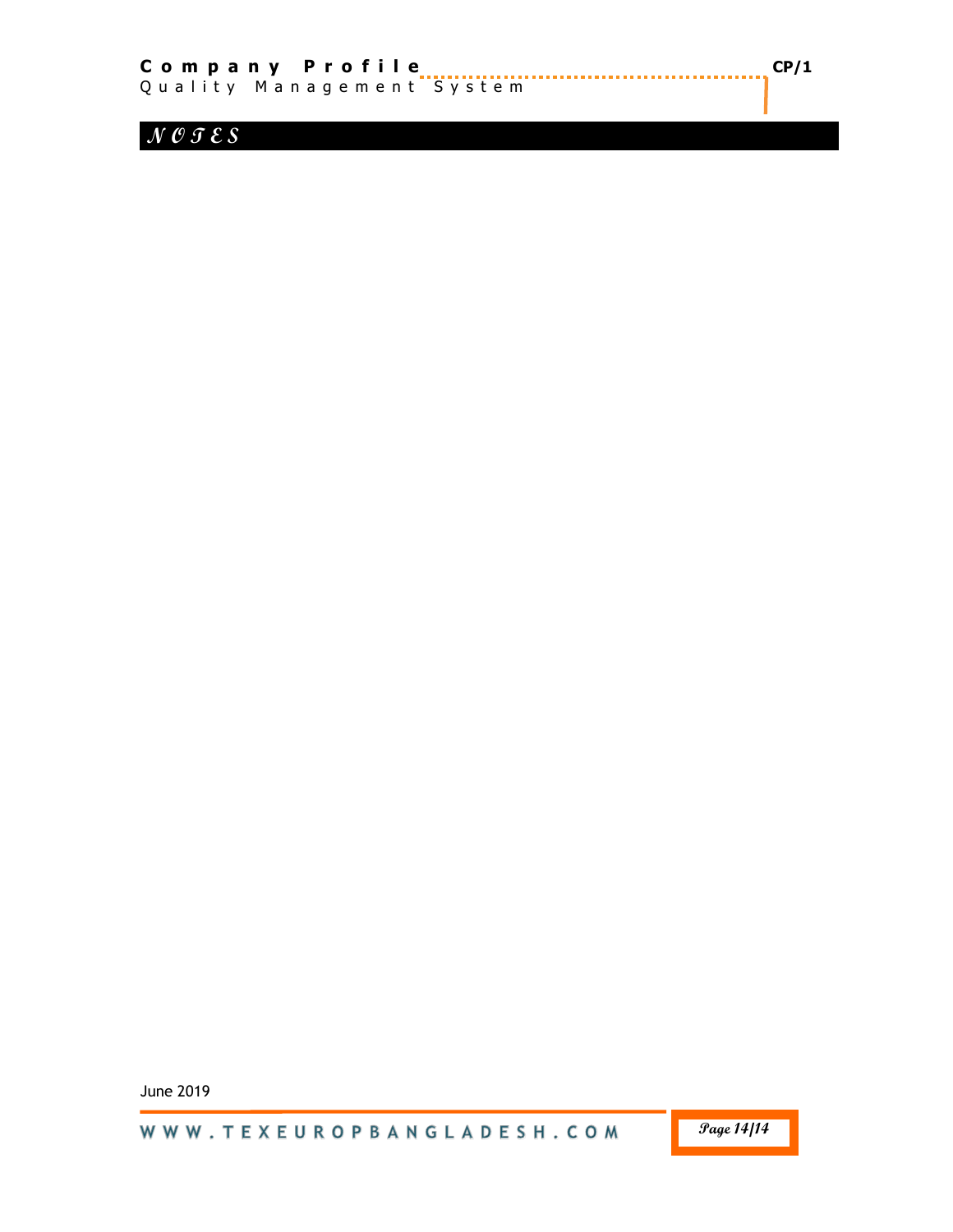# NOTES

June 2019